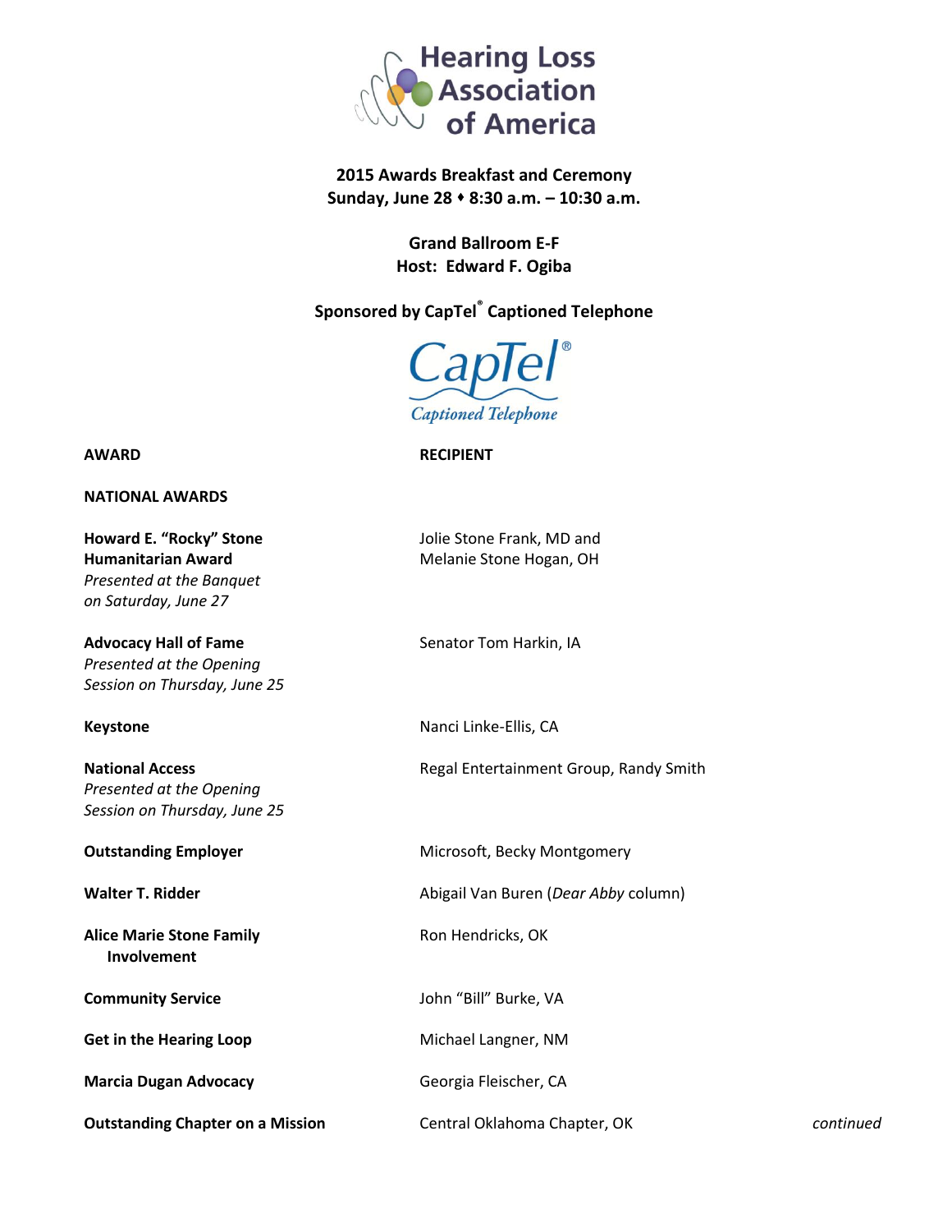# Hearing Loss Association of America

**2015 Awards Breakfast and Ceremony**
**Sunday, June 28 • 8:30 a.m. – 10:30 a.m.**

**Grand Ballroom E-F**
**Host: Edward F. Ogiba**

**Sponsored by CapTel® Captioned Telephone**

CapTel® Captioned Telephone

| AWARD | RECIPIENT |
|---|---|
| **NATIONAL AWARDS** | |
| **Howard E. "Rocky" Stone Humanitarian Award** *Presented at the Banquet on Saturday, June 27* | Jolie Stone Frank, MD and Melanie Stone Hogan, OH |
| **Advocacy Hall of Fame** *Presented at the Opening Session on Thursday, June 25* | Senator Tom Harkin, IA |
| **Keystone** | Nanci Linke-Ellis, CA |
| **National Access** *Presented at the Opening Session on Thursday, June 25* | Regal Entertainment Group, Randy Smith |
| **Outstanding Employer** | Microsoft, Becky Montgomery |
| **Walter T. Ridder** | Abigail Van Buren (*Dear Abby* column) |
| **Alice Marie Stone Family Involvement** | Ron Hendricks, OK |
| **Community Service** | John "Bill" Burke, VA |
| **Get in the Hearing Loop** | Michael Langner, NM |
| **Marcia Dugan Advocacy** | Georgia Fleischer, CA |
| **Outstanding Chapter on a Mission** | Central Oklahoma Chapter, OK |

*continued*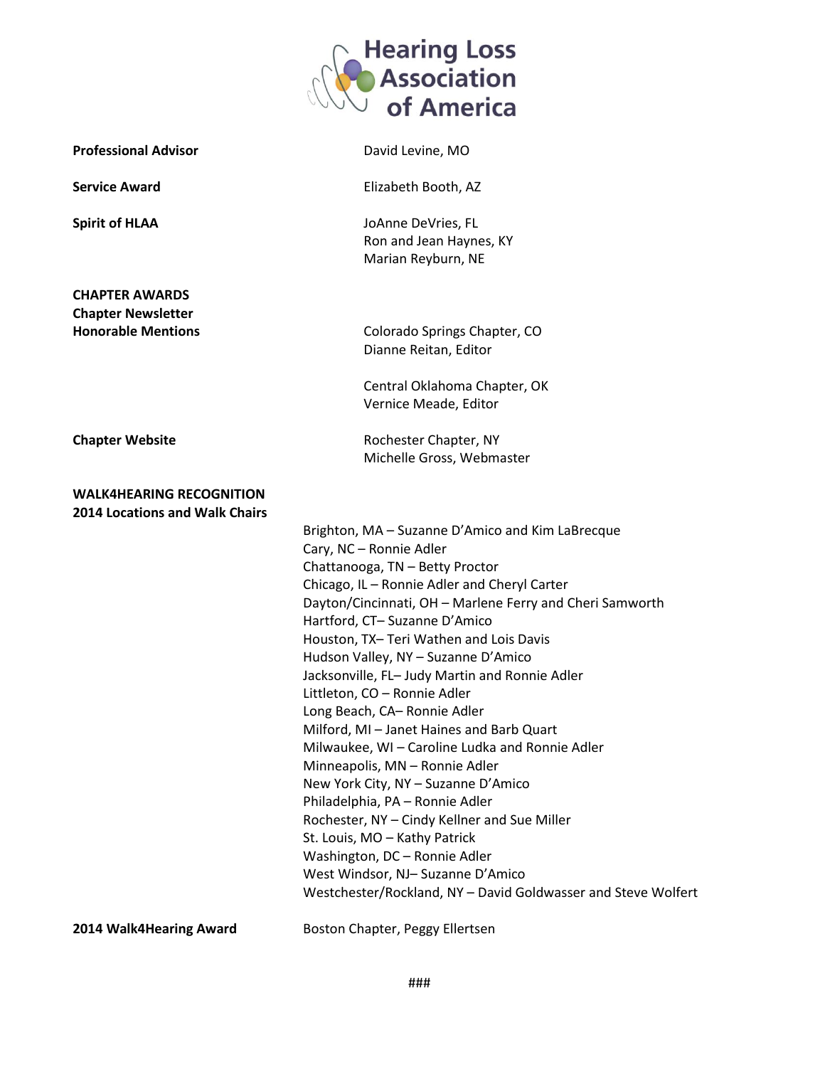**Hearing Loss Association of America**

**Professional Advisor** David Levine, MO

**Service Award** Elizabeth Booth, AZ

**Spirit of HLAA**
JoAnne DeVries, FL
Ron and Jean Haynes, KY
Marian Reyburn, NE

**CHAPTER AWARDS**

**Chapter Newsletter Honorable Mentions**

Colorado Springs Chapter, CO
Dianne Reitan, Editor

Central Oklahoma Chapter, OK
Vernice Meade, Editor

**Chapter Website**
Rochester Chapter, NY
Michelle Gross, Webmaster

**WALK4HEARING RECOGNITION**

**2014 Locations and Walk Chairs**

Brighton, MA – Suzanne D'Amico and Kim LaBrecque
Cary, NC – Ronnie Adler
Chattanooga, TN – Betty Proctor
Chicago, IL – Ronnie Adler and Cheryl Carter
Dayton/Cincinnati, OH – Marlene Ferry and Cheri Samworth
Hartford, CT– Suzanne D'Amico
Houston, TX– Teri Wathen and Lois Davis
Hudson Valley, NY – Suzanne D'Amico
Jacksonville, FL– Judy Martin and Ronnie Adler
Littleton, CO – Ronnie Adler
Long Beach, CA– Ronnie Adler
Milford, MI – Janet Haines and Barb Quart
Milwaukee, WI – Caroline Ludka and Ronnie Adler
Minneapolis, MN – Ronnie Adler
New York City, NY – Suzanne D'Amico
Philadelphia, PA – Ronnie Adler
Rochester, NY – Cindy Kellner and Sue Miller
St. Louis, MO – Kathy Patrick
Washington, DC – Ronnie Adler
West Windsor, NJ– Suzanne D'Amico
Westchester/Rockland, NY – David Goldwasser and Steve Wolfert

**2014 Walk4Hearing Award** Boston Chapter, Peggy Ellertsen

###